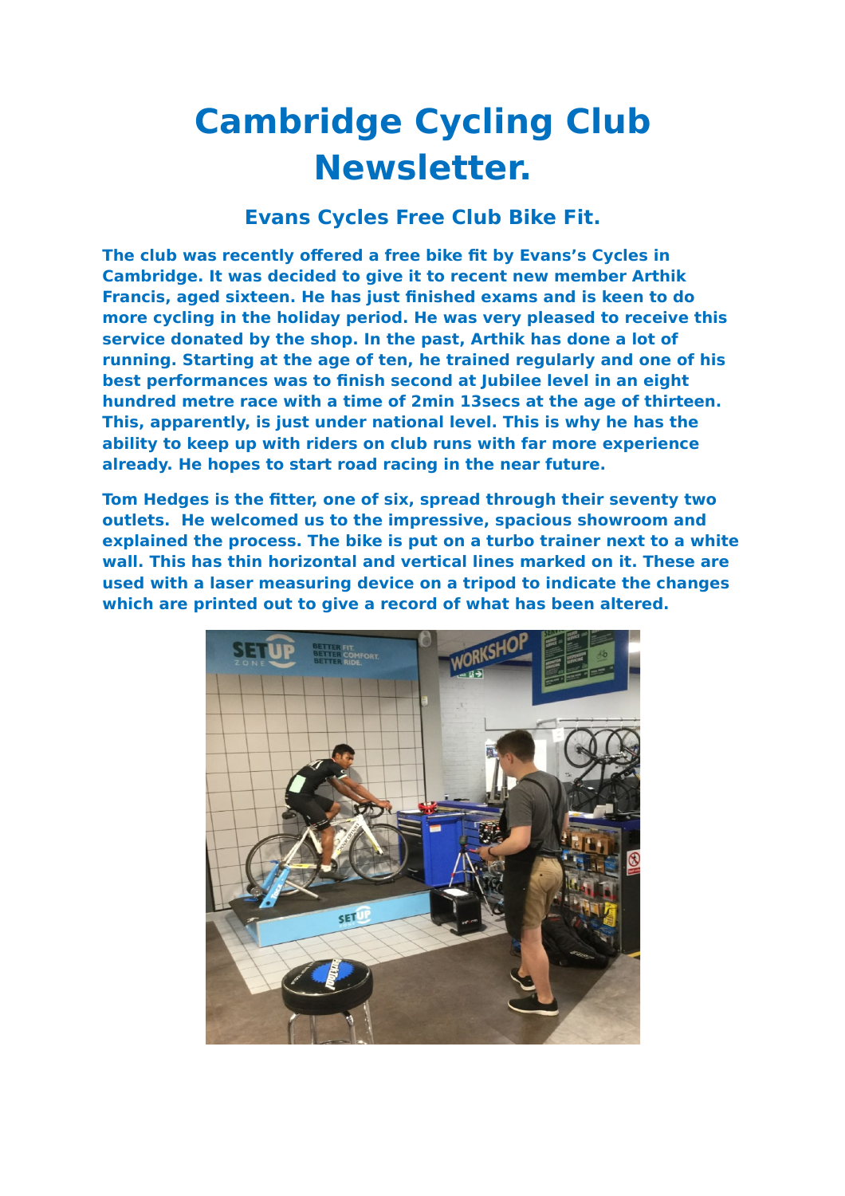# Cambridge Cycling Club Newsletter.

## Evans Cycles Free Club Bike Fit.

**The club was recently offered a free bike fit by Evans's Cycles in Cambridge. It was decided to give it to recent new member Arthik Francis, aged sixteen. He has just finished exams and is keen to do more cycling in the holiday period. He was very pleased to receive this service donated by the shop. In the past, Arthik has done a lot of running. Starting at the age of ten, he trained regularly and one of his best performances was to finish second at Jubilee level in an eight hundred metre race with a time of 2min 13secs at the age of thirteen. This, apparently, is just under national level. This is why he has the ability to keep up with riders on club runs with far more experience already. He hopes to start road racing in the near future.**

**Tom Hedges is the fitter, one of six, spread through their seventy two outlets. He welcomed us to the impressive, spacious showroom and explained the process. The bike is put on a turbo trainer next to a white wall. This has thin horizontal and vertical lines marked on it. These are used with a laser measuring device on a tripod to indicate the changes which are printed out to give a record of what has been altered.**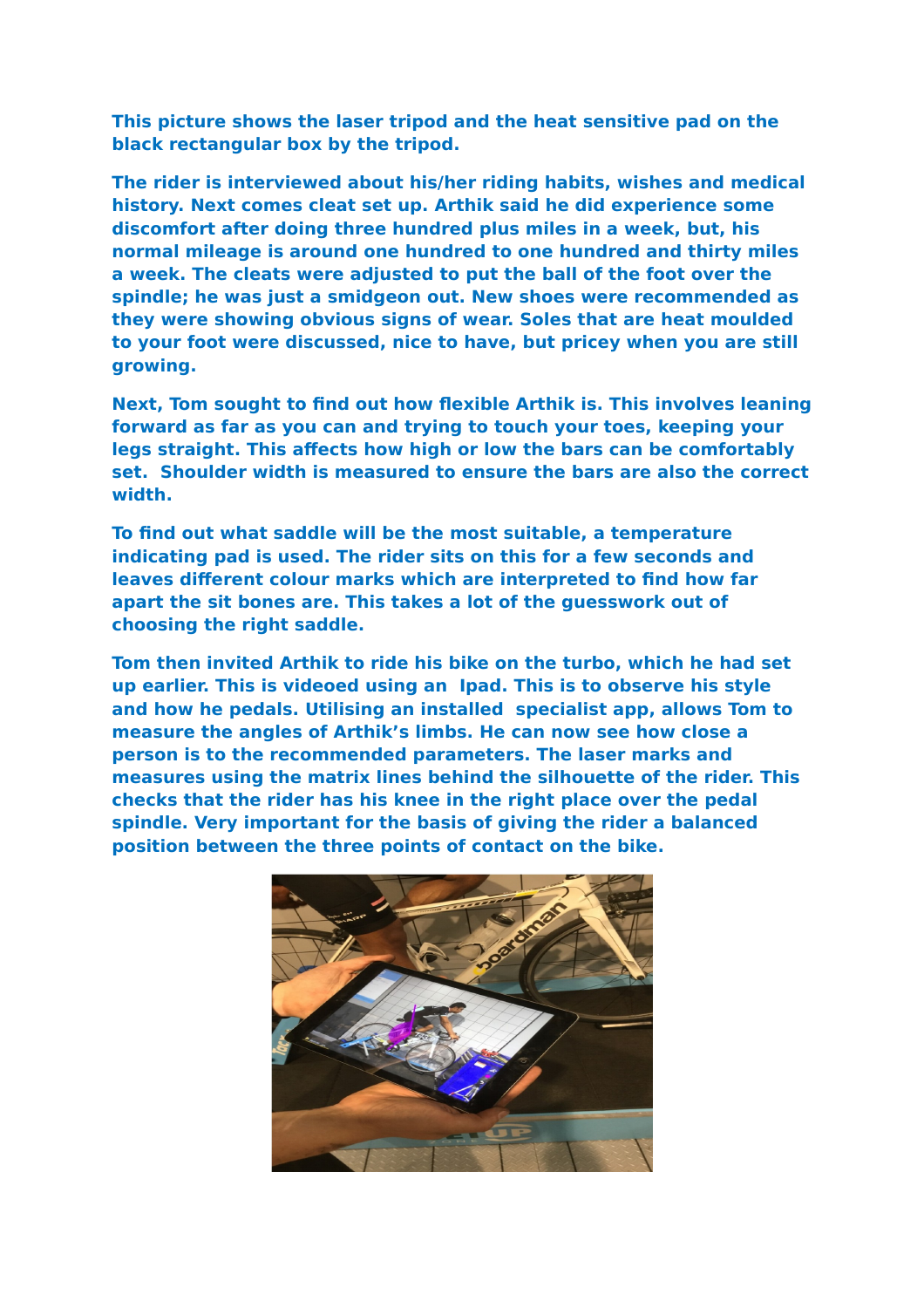**This picture shows the laser tripod and the heat sensitive pad on the black rectangular box by the tripod.**

**The rider is interviewed about his/her riding habits, wishes and medical history. Next comes cleat set up. Arthik said he did experience some discomfort after doing three hundred plus miles in a week, but, his normal mileage is around one hundred to one hundred and thirty miles a week. The cleats were adjusted to put the ball of the foot over the spindle; he was just a smidgeon out. New shoes were recommended as they were showing obvious signs of wear. Soles that are heat moulded to your foot were discussed, nice to have, but pricey when you are still growing.**

**Next, Tom sought to find out how flexible Arthik is. This involves leaning forward as far as you can and trying to touch your toes, keeping your legs straight. This affects how high or low the bars can be comfortably set. Shoulder width is measured to ensure the bars are also the correct width.**

**To find out what saddle will be the most suitable, a temperature indicating pad is used. The rider sits on this for a few seconds and leaves different colour marks which are interpreted to find how far apart the sit bones are. This takes a lot of the guesswork out of choosing the right saddle.**

**Tom then invited Arthik to ride his bike on the turbo, which he had set up earlier. This is videoed using an Ipad. This is to observe his style and how he pedals. Utilising an installed specialist app, allows Tom to measure the angles of Arthik's limbs. He can now see how close a person is to the recommended parameters. The laser marks and measures using the matrix lines behind the silhouette of the rider. This checks that the rider has his knee in the right place over the pedal spindle. Very important for the basis of giving the rider a balanced position between the three points of contact on the bike.**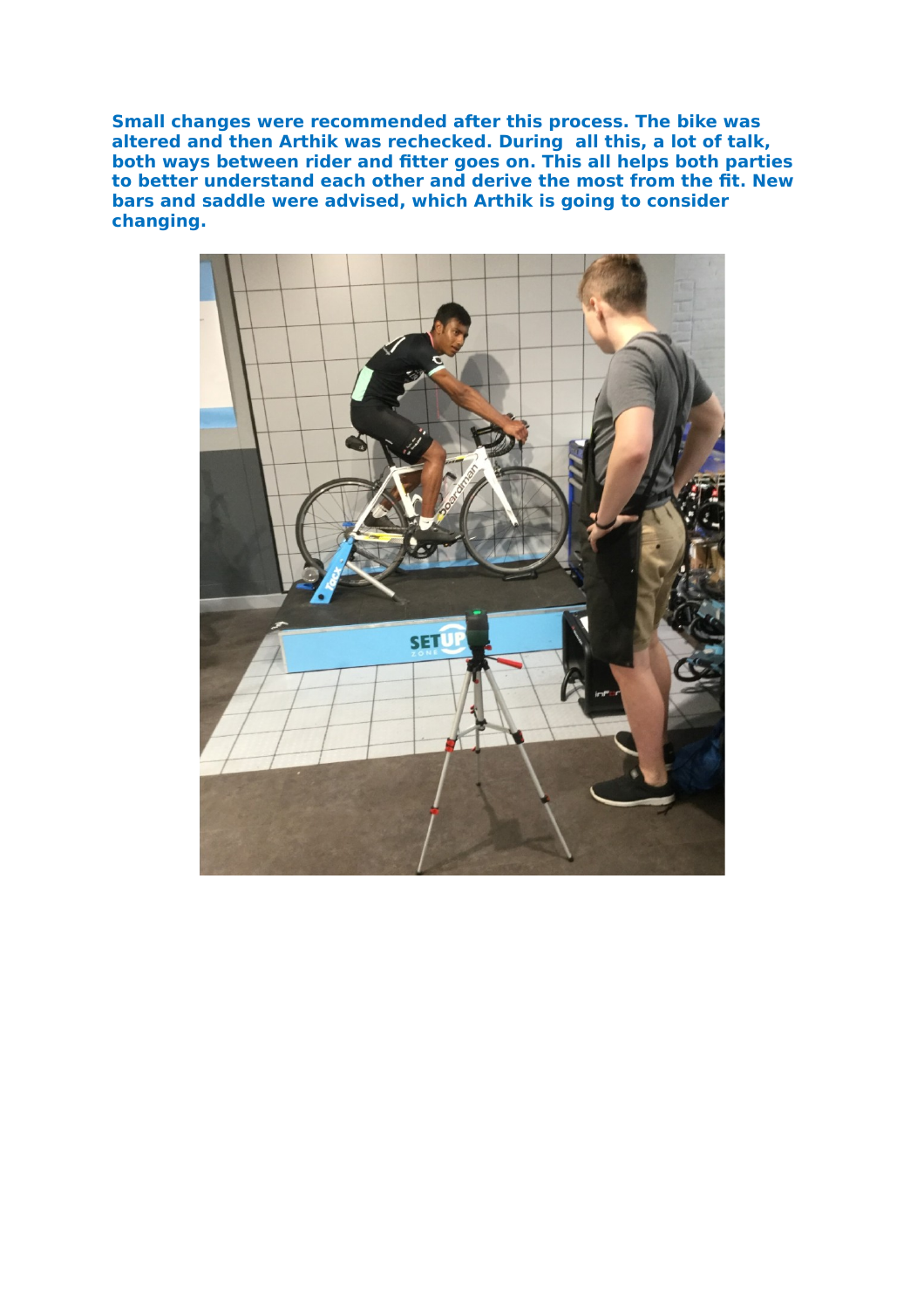**Small changes were recommended after this process. The bike was altered and then Arthik was rechecked. During all this, a lot of talk, both ways between rider and fitter goes on. This all helps both parties to better understand each other and derive the most from the fit. New bars and saddle were advised, which Arthik is going to consider changing.**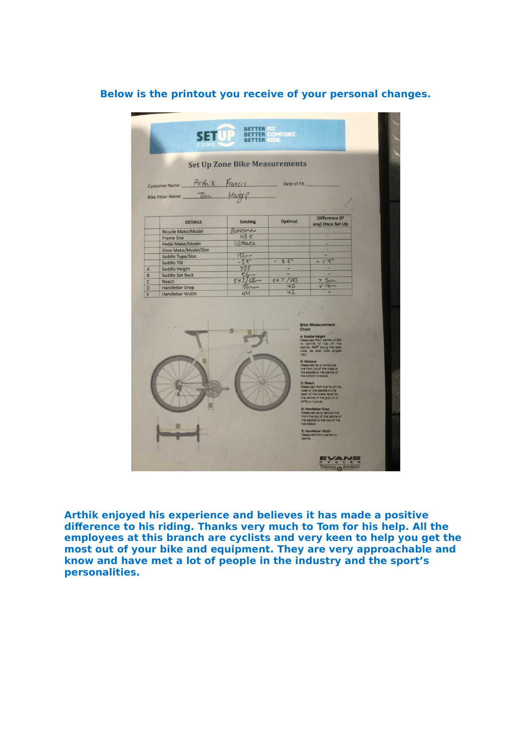**Below is the printout you receive of your personal changes.**

SETUP ZONE — BETTER FIT. BETTER COMFORT. BETTER RIDE.

**Set Up Zone Bike Measurements**

Customer Name: Arthik Francis Date of Fit:

Bike Fitter Name: Tom Hedger

| | DETAILS | Existing | Optimal | Difference (If any) Once Set Up |
|---|---|---|---|---|
| | Bicycle Make/Model | BOARDMAN | | - |
| | Frame Size | 48.5 | | - |
| | Pedal Make/Model | ULTEGRA | | - |
| | Shoe Make/Model/Size | | | - |
| | Saddle Type/Size | 158mm | | - |
| | Saddle Tilt | -3.9° | -2.5° | ∧ 1.4° |
| A | Saddle Height | 725 | - | - |
| B | Saddle Set Back | 56mm | - | - |
| C | Reach | 54.2 / 68mm | 54.7 / 685 | > 5mm |
| D | Handlebar Drop | 26mm | 40 | ∨ 14mm |
| E | Handlebar Width | 44 | 42 | - |

**Bike Measurement Chart**

**A: Saddle Height** Measured from centre of BB to centre of top of the saddle. NOT along the seat tube, as seat tube angles vary.

**B: Setback** Measured as a horizontal line from tip of the nose of the saddle to the centre of the bottom bracket.

**C: Reach** Measured from the tip of the nose of the saddle to the back of the brake lever (to the centre of the grip on a MTB or hybrid).

**D: Handlebar Drop** Measured as a vertical line from the top of the centre of the saddle to the top of the handlebar.

**E: Handlebar Width** Measured from centre to centre.

EVANS CYCLES Training Academy

**Arthik enjoyed his experience and believes it has made a positive difference to his riding. Thanks very much to Tom for his help. All the employees at this branch are cyclists and very keen to help you get the most out of your bike and equipment. They are very approachable and know and have met a lot of people in the industry and the sport's personalities.**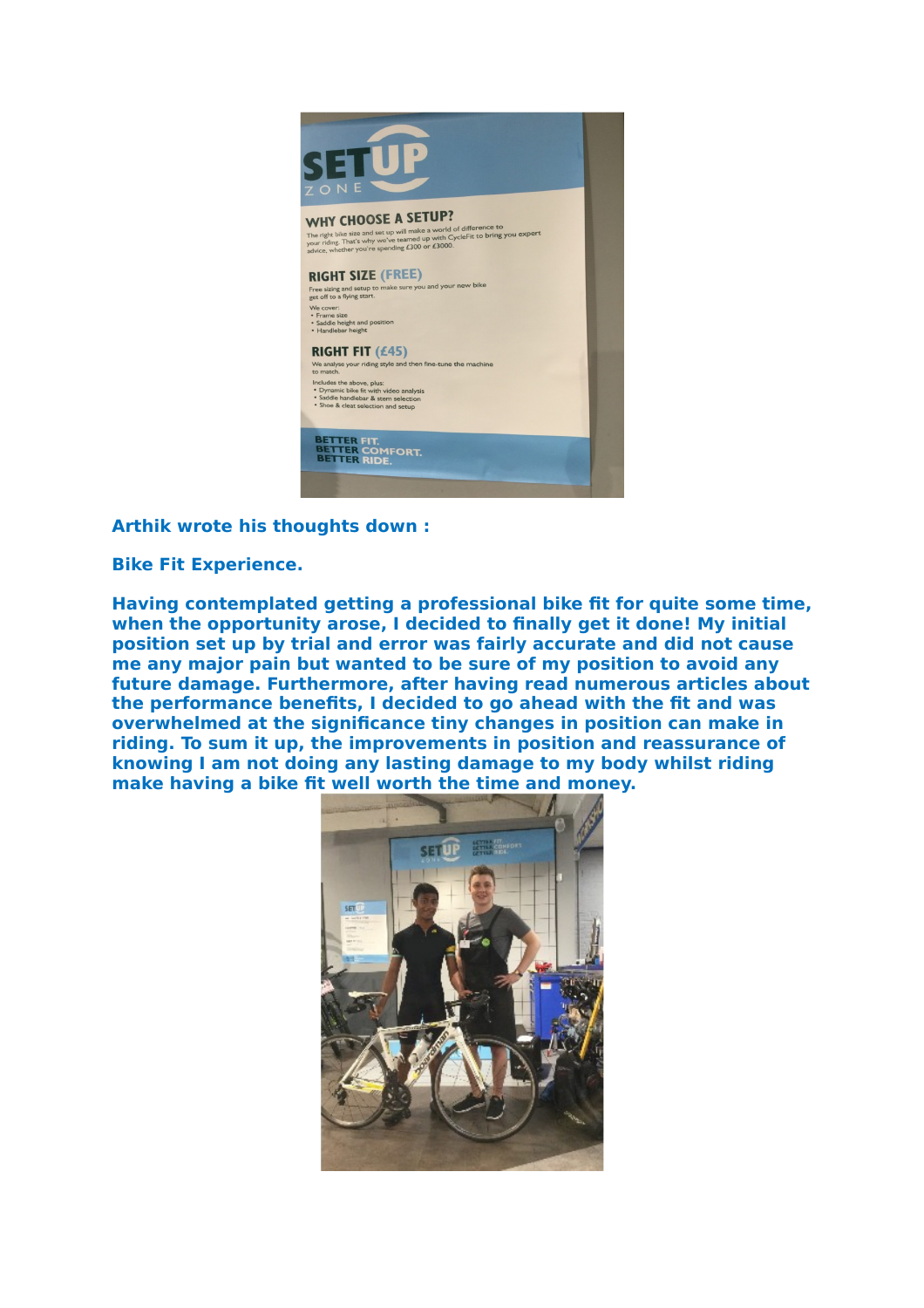Arthik wrote his thoughts down :

**Bike Fit Experience.**

Having contemplated getting a professional bike fit for quite some time, when the opportunity arose, I decided to finally get it done! My initial position set up by trial and error was fairly accurate and did not cause me any major pain but wanted to be sure of my position to avoid any future damage. Furthermore, after having read numerous articles about the performance benefits, I decided to go ahead with the fit and was overwhelmed at the significance tiny changes in position can make in riding. To sum it up, the improvements in position and reassurance of knowing I am not doing any lasting damage to my body whilst riding make having a bike fit well worth the time and money.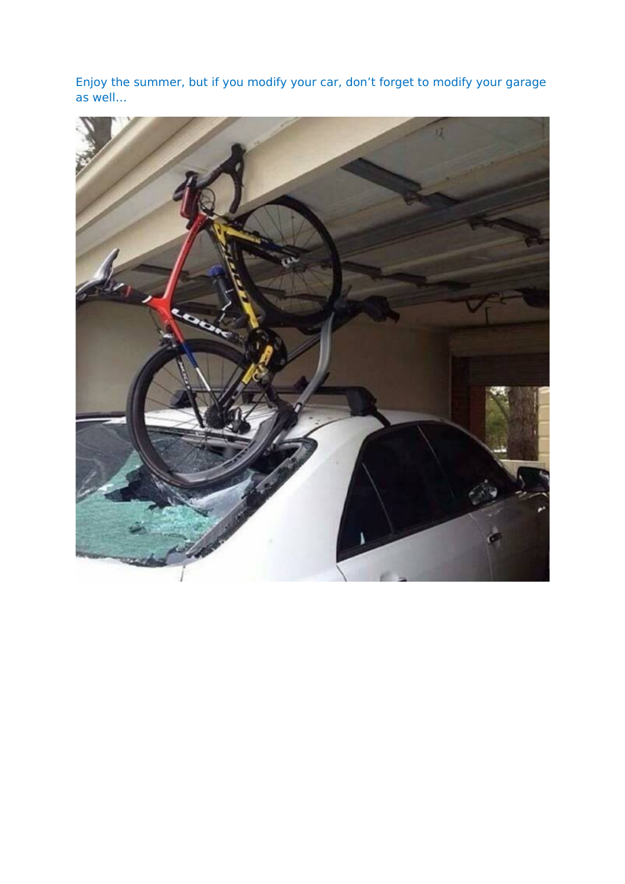Enjoy the summer, but if you modify your car, don't forget to modify your garage as well…